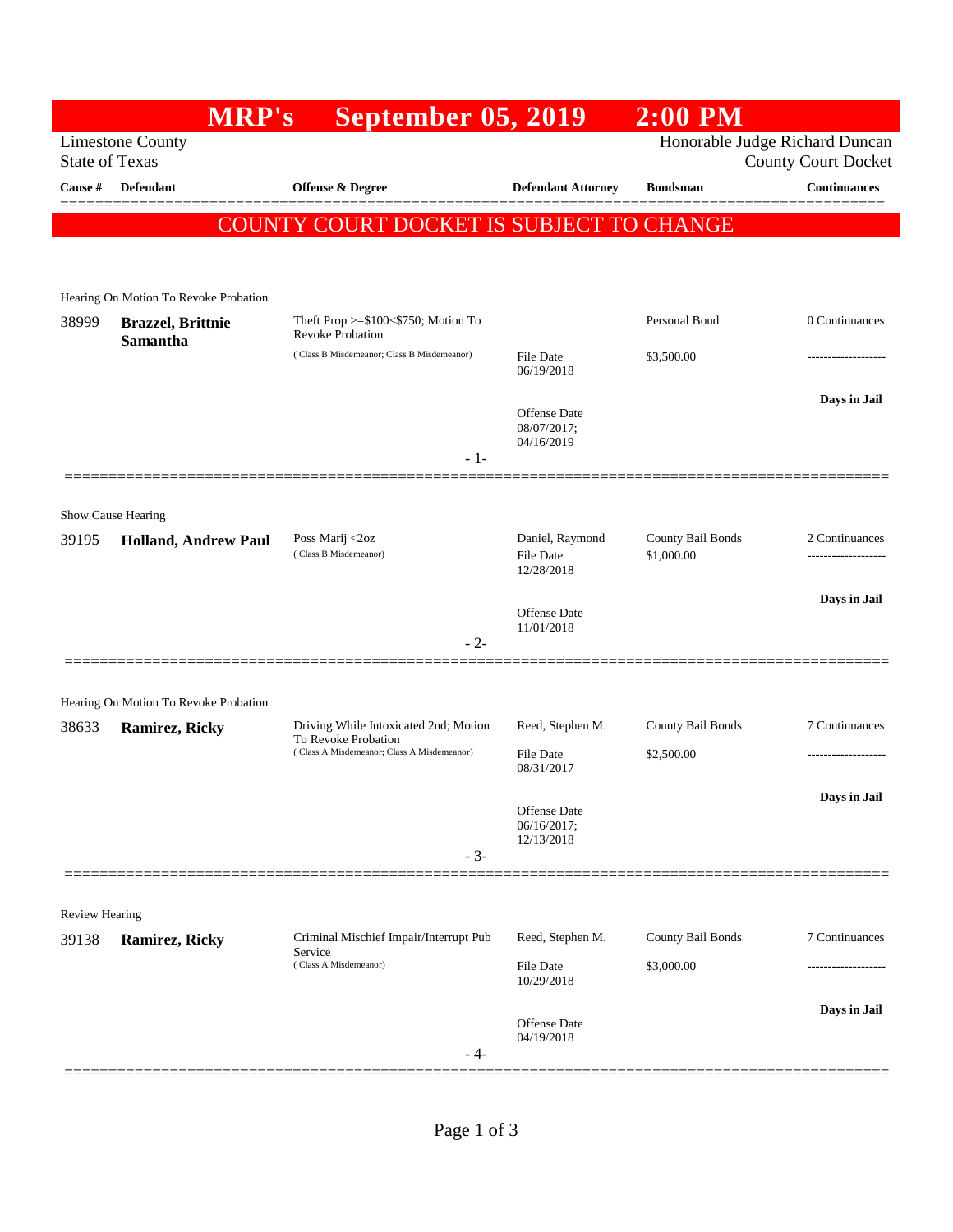# MRP's September 05, 2019 2:00 PM

Limestone County
State of Texas

Honorable Judge Richard Duncan
County Court Docket

| Cause # | Defendant | Offense & Degree | Defendant Attorney | Bondsman | Continuances |
|---|---|---|---|---|---|

**COUNTY COURT DOCKET IS SUBJECT TO CHANGE**

---

Hearing On Motion To Revoke Probation

| Cause # | Defendant | Offense & Degree | Defendant Attorney | Bondsman | Continuances |
|---|---|---|---|---|---|
| 38999 | **Brazzel, Brittnie Samantha** | Theft Prop >=$100<$750; Motion To Revoke Probation ( Class B Misdemeanor; Class B Misdemeanor) | File Date 06/19/2018 Offense Date 08/07/2017; 04/16/2019 | Personal Bond $3,500.00 | 0 Continuances ------------------- **Days in Jail** |

- 1-

---

Show Cause Hearing

| Cause # | Defendant | Offense & Degree | Defendant Attorney | Bondsman | Continuances |
|---|---|---|---|---|---|
| 39195 | **Holland, Andrew Paul** | Poss Marij <2oz ( Class B Misdemeanor) | Daniel, Raymond File Date 12/28/2018 Offense Date 11/01/2018 | County Bail Bonds $1,000.00 | 2 Continuances ------------------- **Days in Jail** |

- 2-

---

Hearing On Motion To Revoke Probation

| Cause # | Defendant | Offense & Degree | Defendant Attorney | Bondsman | Continuances |
|---|---|---|---|---|---|
| 38633 | **Ramirez, Ricky** | Driving While Intoxicated 2nd; Motion To Revoke Probation ( Class A Misdemeanor; Class A Misdemeanor) | Reed, Stephen M. File Date 08/31/2017 Offense Date 06/16/2017; 12/13/2018 | County Bail Bonds $2,500.00 | 7 Continuances ------------------- **Days in Jail** |

- 3-

---

Review Hearing

| Cause # | Defendant | Offense & Degree | Defendant Attorney | Bondsman | Continuances |
|---|---|---|---|---|---|
| 39138 | **Ramirez, Ricky** | Criminal Mischief Impair/Interrupt Pub Service ( Class A Misdemeanor) | Reed, Stephen M. File Date 10/29/2018 Offense Date 04/19/2018 | County Bail Bonds $3,000.00 | 7 Continuances ------------------- **Days in Jail** |

- 4-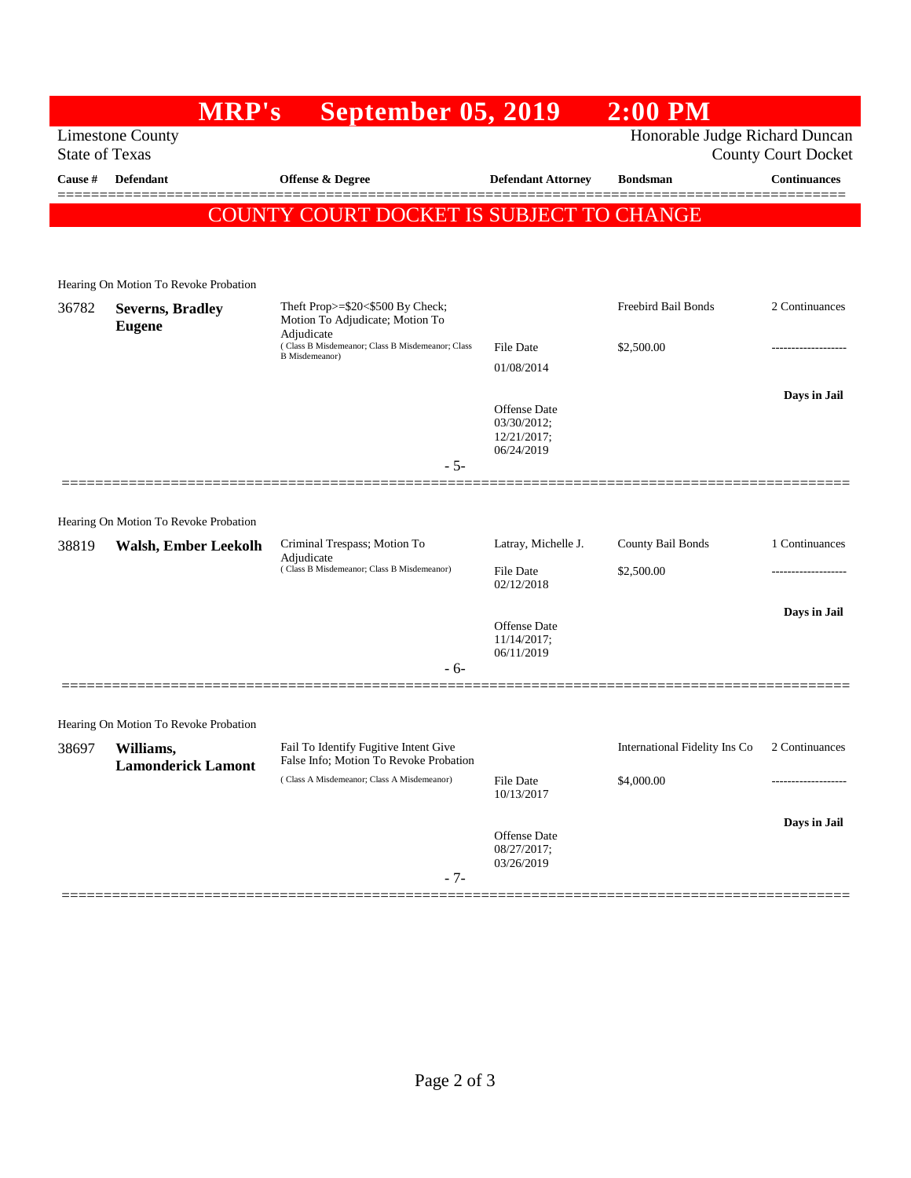# MRP's September 05, 2019 2:00 PM

Limestone County
State of Texas

Honorable Judge Richard Duncan
County Court Docket

| Cause # | Defendant | Offense & Degree | Defendant Attorney | Bondsman | Continuances |
|---|---|---|---|---|---|

**COUNTY COURT DOCKET IS SUBJECT TO CHANGE**

Hearing On Motion To Revoke Probation

| Cause # | Defendant | Offense & Degree | Defendant Attorney | Bondsman | Continuances |
|---|---|---|---|---|---|
| 36782 | **Severns, Bradley Eugene** | Theft Prop>=$20<$500 By Check; Motion To Adjudicate; Motion To Adjudicate (Class B Misdemeanor; Class B Misdemeanor; Class B Misdemeanor) | File Date 01/08/2014; Offense Date 03/30/2012; 12/21/2017; 06/24/2019 | Freebird Bail Bonds $2,500.00 | 2 Continuances; **Days in Jail** |

- 5-

Hearing On Motion To Revoke Probation

| Cause # | Defendant | Offense & Degree | Defendant Attorney | Bondsman | Continuances |
|---|---|---|---|---|---|
| 38819 | **Walsh, Ember Leekolh** | Criminal Trespass; Motion To Adjudicate (Class B Misdemeanor; Class B Misdemeanor) | Latray, Michelle J.; File Date 02/12/2018; Offense Date 11/14/2017; 06/11/2019 | County Bail Bonds $2,500.00 | 1 Continuances; **Days in Jail** |

- 6-

Hearing On Motion To Revoke Probation

| Cause # | Defendant | Offense & Degree | Defendant Attorney | Bondsman | Continuances |
|---|---|---|---|---|---|
| 38697 | **Williams, Lamonderick Lamont** | Fail To Identify Fugitive Intent Give False Info; Motion To Revoke Probation (Class A Misdemeanor; Class A Misdemeanor) | File Date 10/13/2017; Offense Date 08/27/2017; 03/26/2019 | International Fidelity Ins Co $4,000.00 | 2 Continuances; **Days in Jail** |

- 7-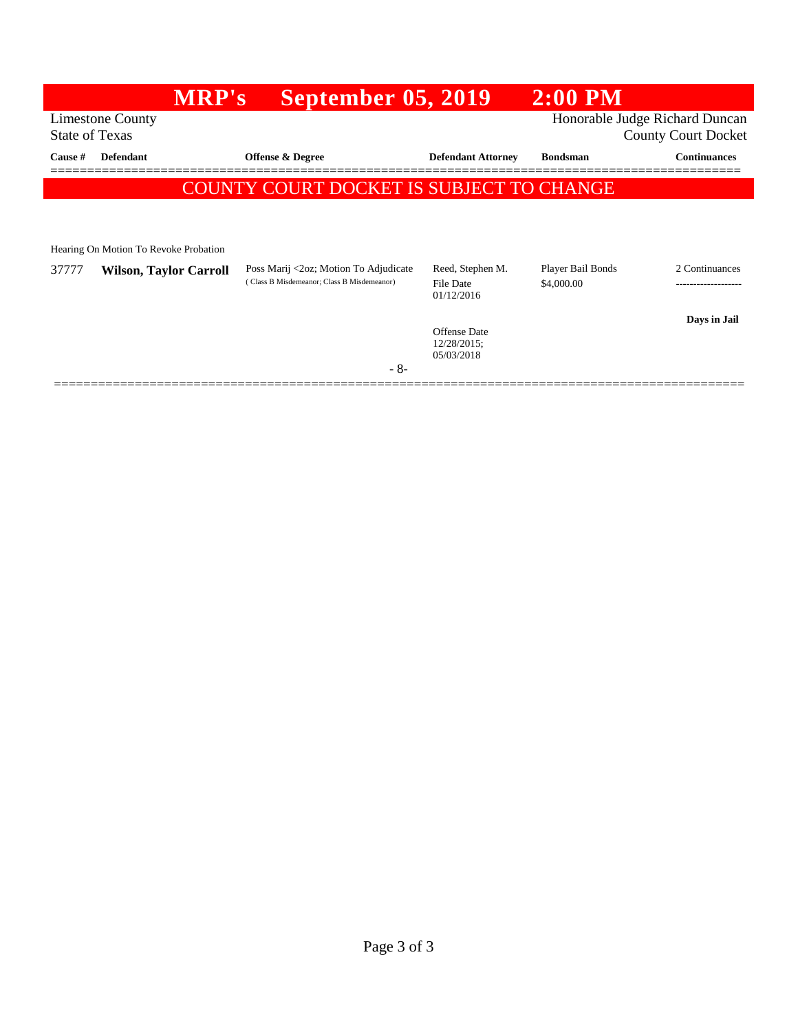# MRP's September 05, 2019 2:00 PM

Limestone County
State of Texas

Honorable Judge Richard Duncan
County Court Docket

| Cause # | Defendant | Offense & Degree | Defendant Attorney | Bondsman | Continuances |
|---|---|---|---|---|---|

## COUNTY COURT DOCKET IS SUBJECT TO CHANGE

Hearing On Motion To Revoke Probation

| Cause # | Defendant | Offense & Degree | Defendant Attorney | Bondsman | Continuances |
|---|---|---|---|---|---|
| 37777 | **Wilson, Taylor Carroll** | Poss Marij <2oz; Motion To Adjudicate ( Class B Misdemeanor; Class B Misdemeanor) | Reed, Stephen M. File Date 01/12/2016 Offense Date 12/28/2015; 05/03/2018 | Player Bail Bonds $4,000.00 | 2 Continuances ------------------- **Days in Jail** |

- 8-